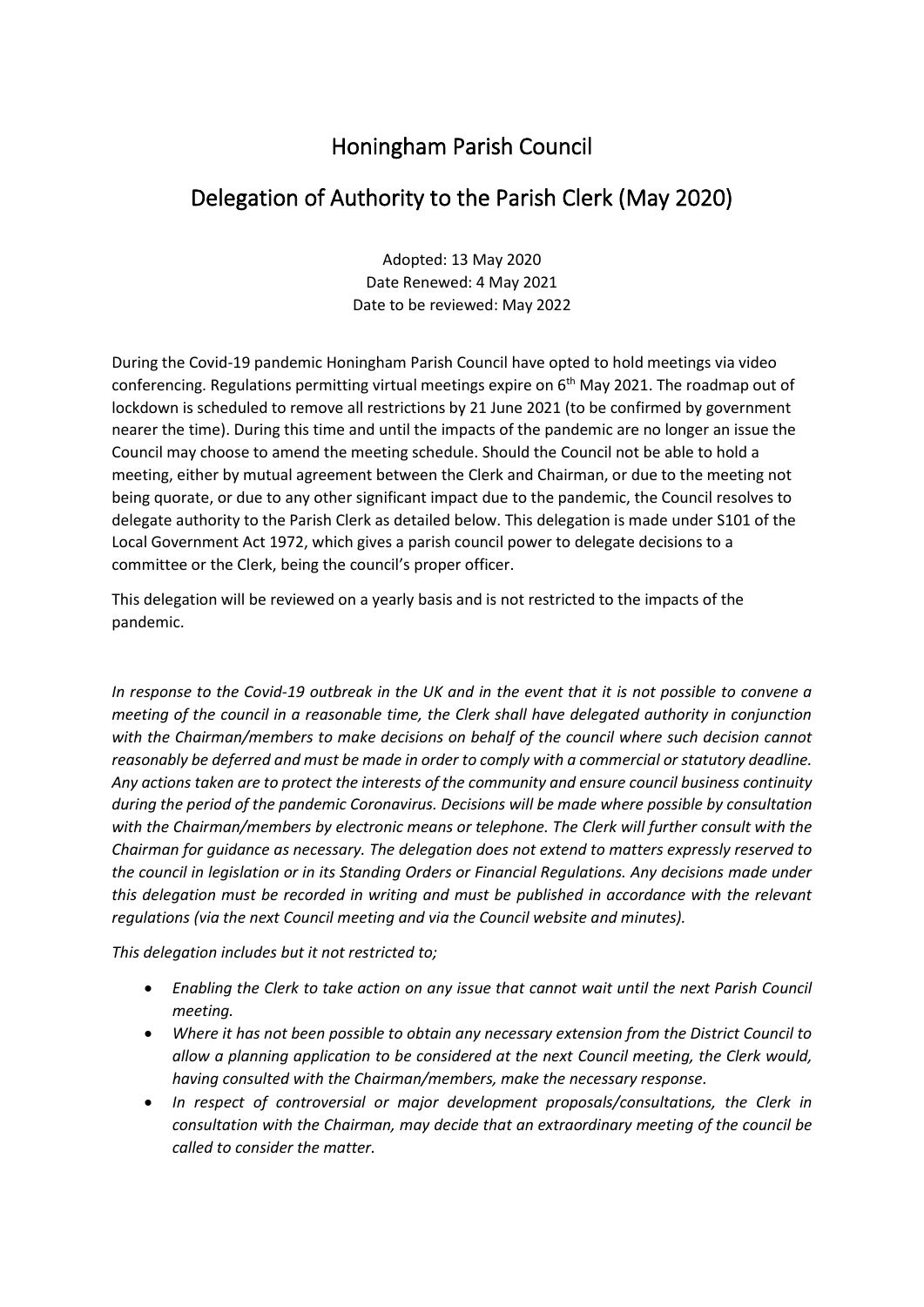# Honingham Parish Council

## Delegation of Authority to the Parish Clerk (May 2020)

Adopted: 13 May 2020
Date Renewed: 4 May 2021
Date to be reviewed: May 2022

During the Covid-19 pandemic Honingham Parish Council have opted to hold meetings via video conferencing. Regulations permitting virtual meetings expire on 6th May 2021. The roadmap out of lockdown is scheduled to remove all restrictions by 21 June 2021 (to be confirmed by government nearer the time). During this time and until the impacts of the pandemic are no longer an issue the Council may choose to amend the meeting schedule. Should the Council not be able to hold a meeting, either by mutual agreement between the Clerk and Chairman, or due to the meeting not being quorate, or due to any other significant impact due to the pandemic, the Council resolves to delegate authority to the Parish Clerk as detailed below. This delegation is made under S101 of the Local Government Act 1972, which gives a parish council power to delegate decisions to a committee or the Clerk, being the council's proper officer.

This delegation will be reviewed on a yearly basis and is not restricted to the impacts of the pandemic.

*In response to the Covid-19 outbreak in the UK and in the event that it is not possible to convene a meeting of the council in a reasonable time, the Clerk shall have delegated authority in conjunction with the Chairman/members to make decisions on behalf of the council where such decision cannot reasonably be deferred and must be made in order to comply with a commercial or statutory deadline. Any actions taken are to protect the interests of the community and ensure council business continuity during the period of the pandemic Coronavirus. Decisions will be made where possible by consultation with the Chairman/members by electronic means or telephone. The Clerk will further consult with the Chairman for guidance as necessary. The delegation does not extend to matters expressly reserved to the council in legislation or in its Standing Orders or Financial Regulations. Any decisions made under this delegation must be recorded in writing and must be published in accordance with the relevant regulations (via the next Council meeting and via the Council website and minutes).*

*This delegation includes but it not restricted to;*

- *Enabling the Clerk to take action on any issue that cannot wait until the next Parish Council meeting.*
- *Where it has not been possible to obtain any necessary extension from the District Council to allow a planning application to be considered at the next Council meeting, the Clerk would, having consulted with the Chairman/members, make the necessary response.*
- *In respect of controversial or major development proposals/consultations, the Clerk in consultation with the Chairman, may decide that an extraordinary meeting of the council be called to consider the matter.*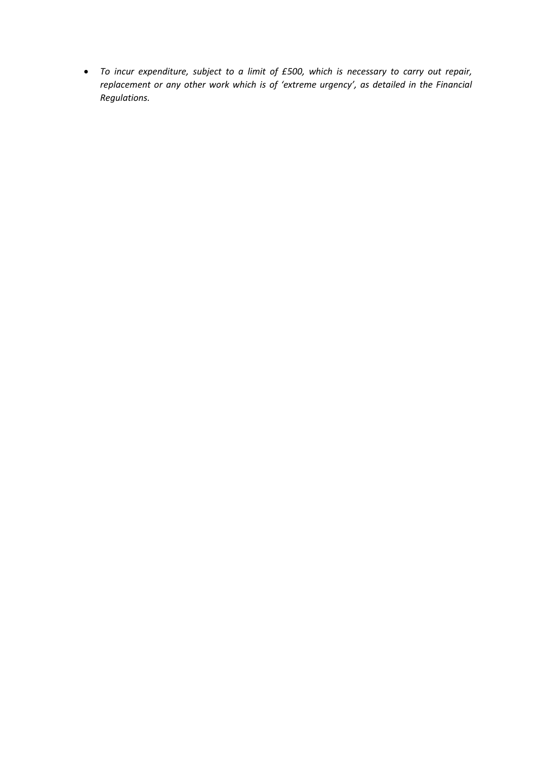- *To incur expenditure, subject to a limit of £500, which is necessary to carry out repair, replacement or any other work which is of 'extreme urgency', as detailed in the Financial Regulations.*